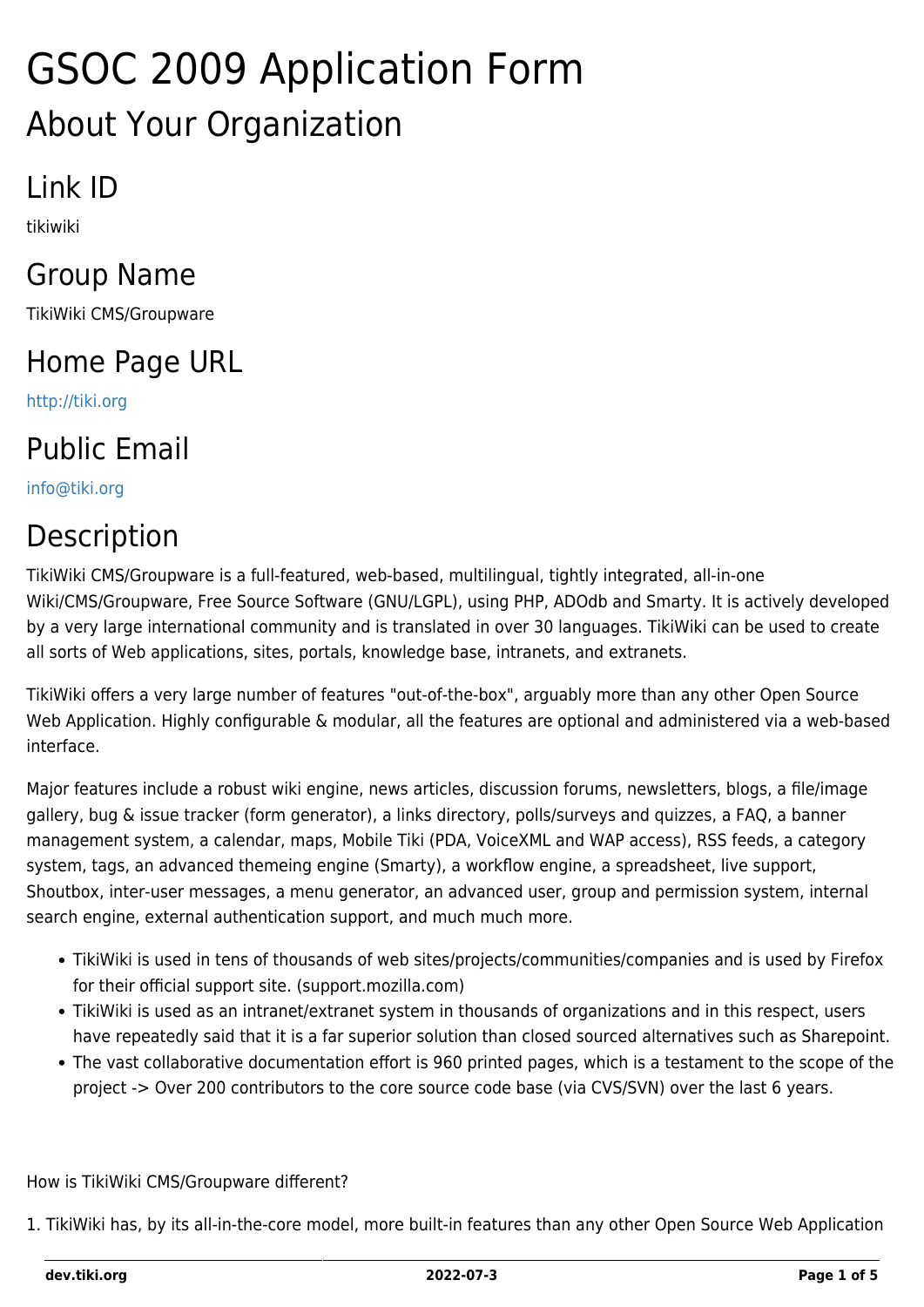# GSOC 2009 Application Form

## About Your Organization

## Link ID

tikiwiki

## Group Name

TikiWiki CMS/Groupware

## Home Page URL

http://tiki.org

## Public Email

info@tiki.org

## Description

TikiWiki CMS/Groupware is a full-featured, web-based, multilingual, tightly integrated, all-in-one Wiki/CMS/Groupware, Free Source Software (GNU/LGPL), using PHP, ADOdb and Smarty. It is actively developed by a very large international community and is translated in over 30 languages. TikiWiki can be used to create all sorts of Web applications, sites, portals, knowledge base, intranets, and extranets.

TikiWiki offers a very large number of features "out-of-the-box", arguably more than any other Open Source Web Application. Highly configurable & modular, all the features are optional and administered via a web-based interface.

Major features include a robust wiki engine, news articles, discussion forums, newsletters, blogs, a file/image gallery, bug & issue tracker (form generator), a links directory, polls/surveys and quizzes, a FAQ, a banner management system, a calendar, maps, Mobile Tiki (PDA, VoiceXML and WAP access), RSS feeds, a category system, tags, an advanced themeing engine (Smarty), a workflow engine, a spreadsheet, live support, Shoutbox, inter-user messages, a menu generator, an advanced user, group and permission system, internal search engine, external authentication support, and much much more.

- TikiWiki is used in tens of thousands of web sites/projects/communities/companies and is used by Firefox for their official support site. (support.mozilla.com)
- TikiWiki is used as an intranet/extranet system in thousands of organizations and in this respect, users have repeatedly said that it is a far superior solution than closed sourced alternatives such as Sharepoint.
- The vast collaborative documentation effort is 960 printed pages, which is a testament to the scope of the project -> Over 200 contributors to the core source code base (via CVS/SVN) over the last 6 years.

How is TikiWiki CMS/Groupware different?

1. TikiWiki has, by its all-in-the-core model, more built-in features than any other Open Source Web Application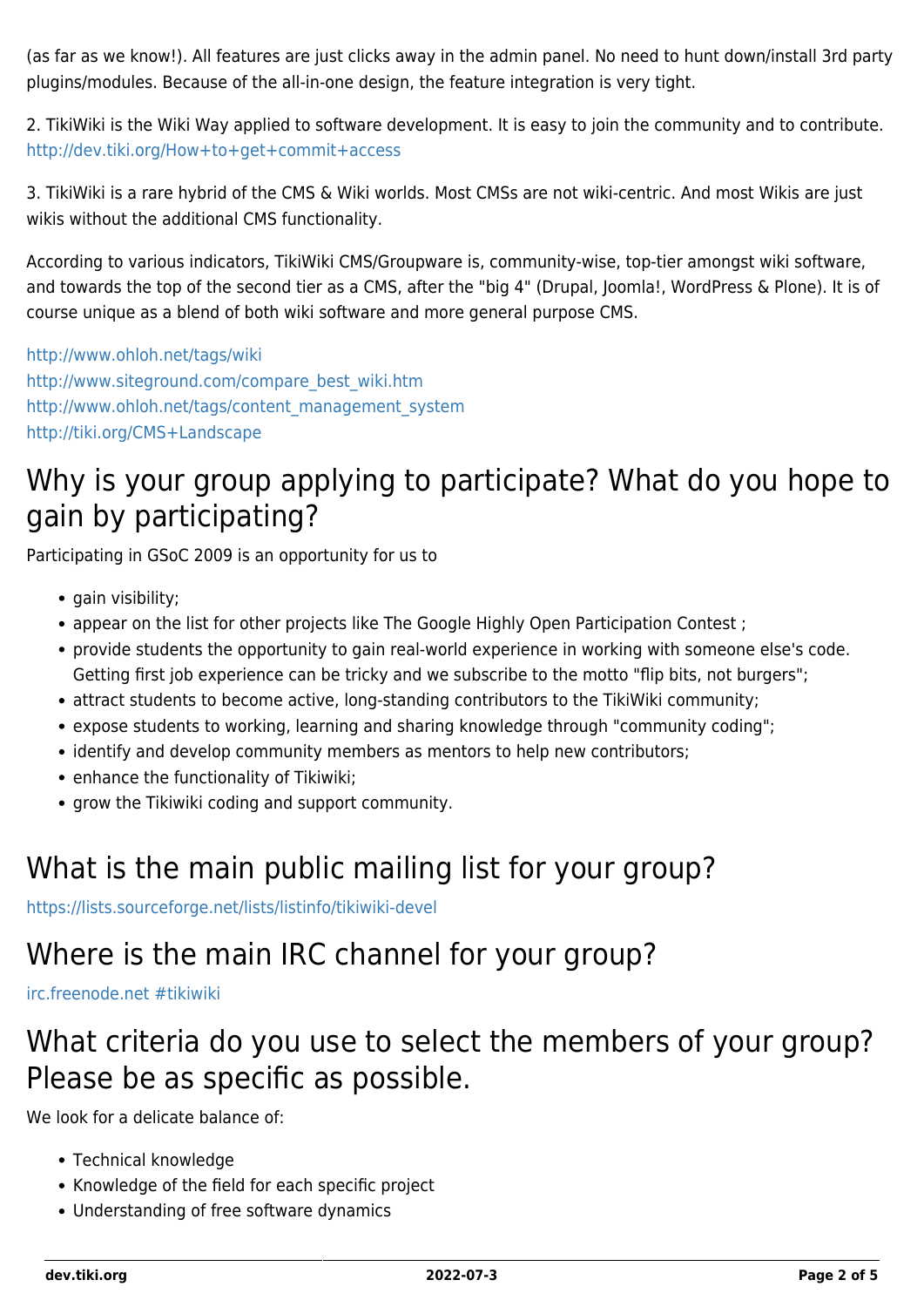(as far as we know!). All features are just clicks away in the admin panel. No need to hunt down/install 3rd party plugins/modules. Because of the all-in-one design, the feature integration is very tight.

2. TikiWiki is the Wiki Way applied to software development. It is easy to join the community and to contribute. http://dev.tiki.org/How+to+get+commit+access

3. TikiWiki is a rare hybrid of the CMS & Wiki worlds. Most CMSs are not wiki-centric. And most Wikis are just wikis without the additional CMS functionality.

According to various indicators, TikiWiki CMS/Groupware is, community-wise, top-tier amongst wiki software, and towards the top of the second tier as a CMS, after the "big 4" (Drupal, Joomla!, WordPress & Plone). It is of course unique as a blend of both wiki software and more general purpose CMS.

http://www.ohloh.net/tags/wiki
http://www.siteground.com/compare_best_wiki.htm
http://www.ohloh.net/tags/content_management_system
http://tiki.org/CMS+Landscape

## Why is your group applying to participate? What do you hope to gain by participating?

Participating in GSoC 2009 is an opportunity for us to

- gain visibility;
- appear on the list for other projects like The Google Highly Open Participation Contest ;
- provide students the opportunity to gain real-world experience in working with someone else's code. Getting first job experience can be tricky and we subscribe to the motto "flip bits, not burgers";
- attract students to become active, long-standing contributors to the TikiWiki community;
- expose students to working, learning and sharing knowledge through "community coding";
- identify and develop community members as mentors to help new contributors;
- enhance the functionality of Tikiwiki;
- grow the Tikiwiki coding and support community.

## What is the main public mailing list for your group?

https://lists.sourceforge.net/lists/listinfo/tikiwiki-devel

## Where is the main IRC channel for your group?

irc.freenode.net #tikiwiki

## What criteria do you use to select the members of your group? Please be as specific as possible.

We look for a delicate balance of:

- Technical knowledge
- Knowledge of the field for each specific project
- Understanding of free software dynamics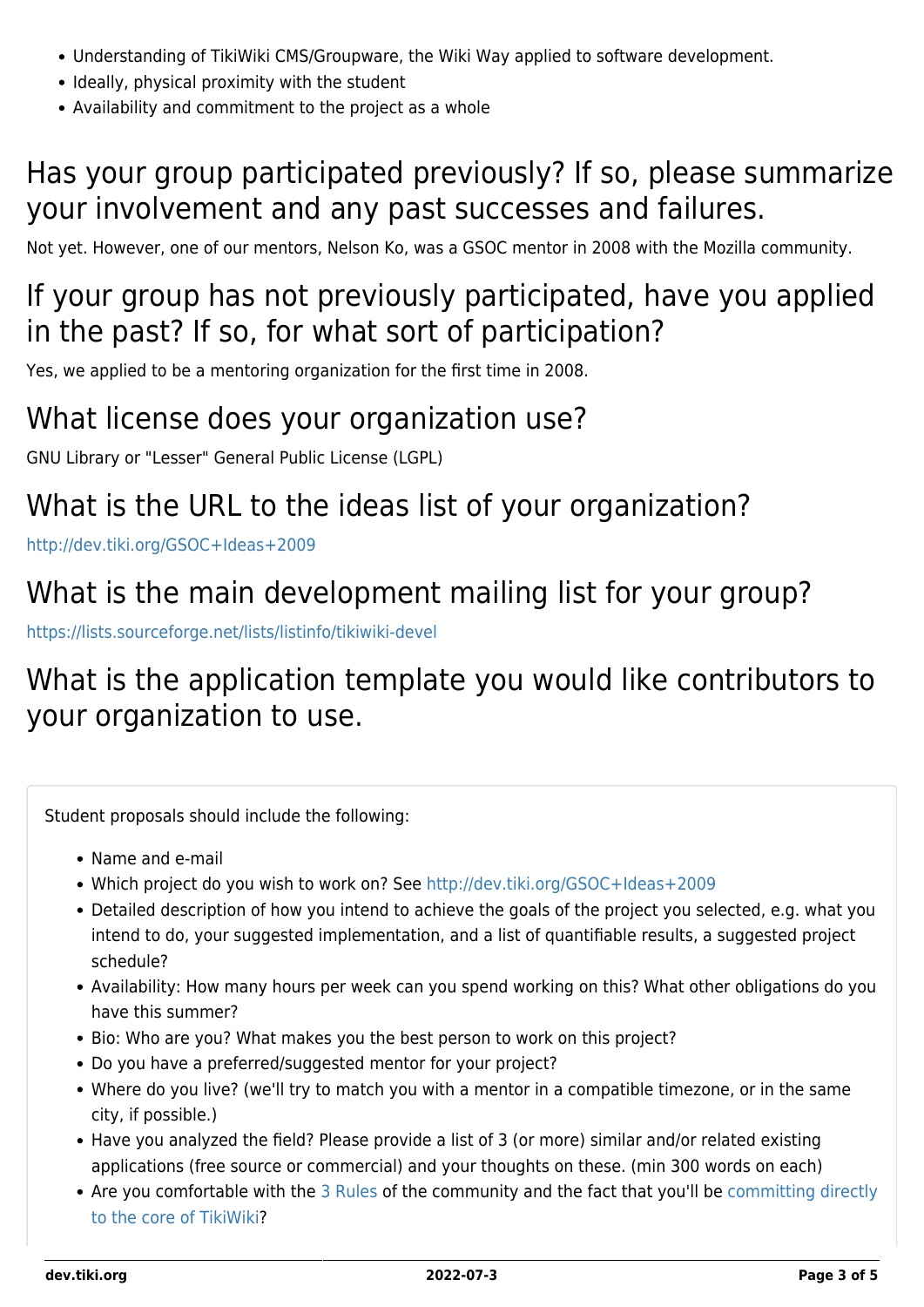- Understanding of TikiWiki CMS/Groupware, the Wiki Way applied to software development.
- Ideally, physical proximity with the student
- Availability and commitment to the project as a whole

## Has your group participated previously? If so, please summarize your involvement and any past successes and failures.

Not yet. However, one of our mentors, Nelson Ko, was a GSOC mentor in 2008 with the Mozilla community.

## If your group has not previously participated, have you applied in the past? If so, for what sort of participation?

Yes, we applied to be a mentoring organization for the first time in 2008.

## What license does your organization use?

GNU Library or "Lesser" General Public License (LGPL)

## What is the URL to the ideas list of your organization?

http://dev.tiki.org/GSOC+Ideas+2009

## What is the main development mailing list for your group?

https://lists.sourceforge.net/lists/listinfo/tikiwiki-devel

## What is the application template you would like contributors to your organization to use.

> Student proposals should include the following:
>
> - Name and e-mail
> - Which project do you wish to work on? See http://dev.tiki.org/GSOC+Ideas+2009
> - Detailed description of how you intend to achieve the goals of the project you selected, e.g. what you intend to do, your suggested implementation, and a list of quantifiable results, a suggested project schedule?
> - Availability: How many hours per week can you spend working on this? What other obligations do you have this summer?
> - Bio: Who are you? What makes you the best person to work on this project?
> - Do you have a preferred/suggested mentor for your project?
> - Where do you live? (we'll try to match you with a mentor in a compatible timezone, or in the same city, if possible.)
> - Have you analyzed the field? Please provide a list of 3 (or more) similar and/or related existing applications (free source or commercial) and your thoughts on these. (min 300 words on each)
> - Are you comfortable with the 3 Rules of the community and the fact that you'll be committing directly to the core of TikiWiki?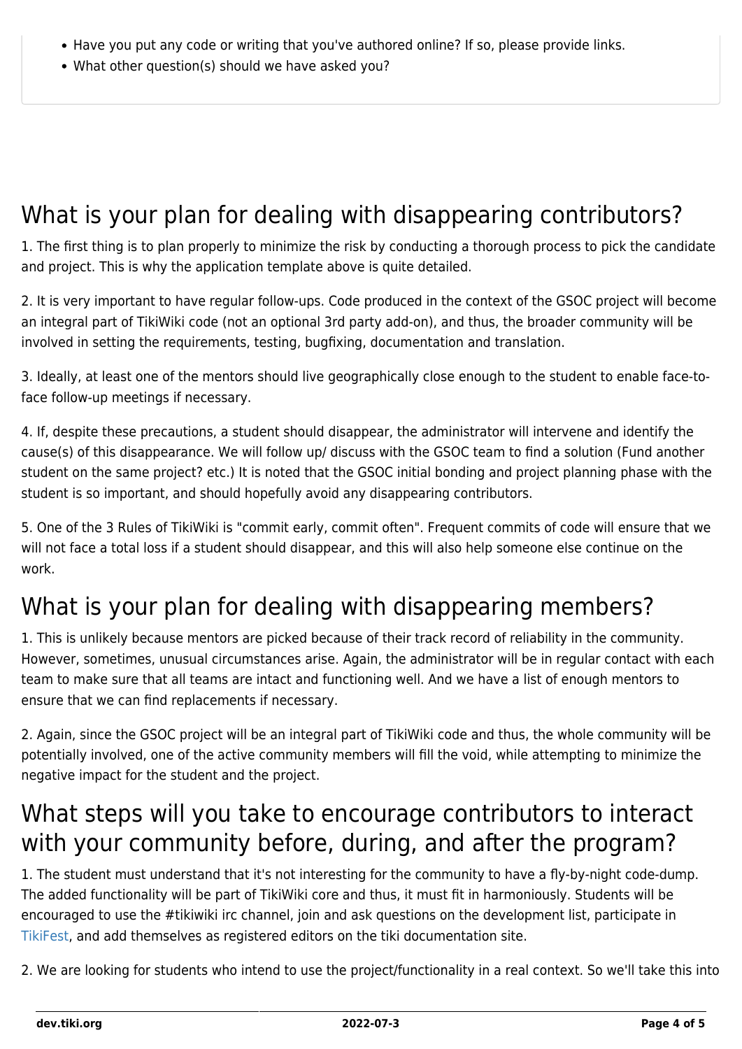- Have you put any code or writing that you've authored online? If so, please provide links.
- What other question(s) should we have asked you?

## What is your plan for dealing with disappearing contributors?

1. The first thing is to plan properly to minimize the risk by conducting a thorough process to pick the candidate and project. This is why the application template above is quite detailed.

2. It is very important to have regular follow-ups. Code produced in the context of the GSOC project will become an integral part of TikiWiki code (not an optional 3rd party add-on), and thus, the broader community will be involved in setting the requirements, testing, bugfixing, documentation and translation.

3. Ideally, at least one of the mentors should live geographically close enough to the student to enable face-to-face follow-up meetings if necessary.

4. If, despite these precautions, a student should disappear, the administrator will intervene and identify the cause(s) of this disappearance. We will follow up/ discuss with the GSOC team to find a solution (Fund another student on the same project? etc.) It is noted that the GSOC initial bonding and project planning phase with the student is so important, and should hopefully avoid any disappearing contributors.

5. One of the 3 Rules of TikiWiki is "commit early, commit often". Frequent commits of code will ensure that we will not face a total loss if a student should disappear, and this will also help someone else continue on the work.

## What is your plan for dealing with disappearing members?

1. This is unlikely because mentors are picked because of their track record of reliability in the community. However, sometimes, unusual circumstances arise. Again, the administrator will be in regular contact with each team to make sure that all teams are intact and functioning well. And we have a list of enough mentors to ensure that we can find replacements if necessary.

2. Again, since the GSOC project will be an integral part of TikiWiki code and thus, the whole community will be potentially involved, one of the active community members will fill the void, while attempting to minimize the negative impact for the student and the project.

## What steps will you take to encourage contributors to interact with your community before, during, and after the program?

1. The student must understand that it's not interesting for the community to have a fly-by-night code-dump. The added functionality will be part of TikiWiki core and thus, it must fit in harmoniously. Students will be encouraged to use the #tikiwiki irc channel, join and ask questions on the development list, participate in TikiFest, and add themselves as registered editors on the tiki documentation site.

2. We are looking for students who intend to use the project/functionality in a real context. So we'll take this into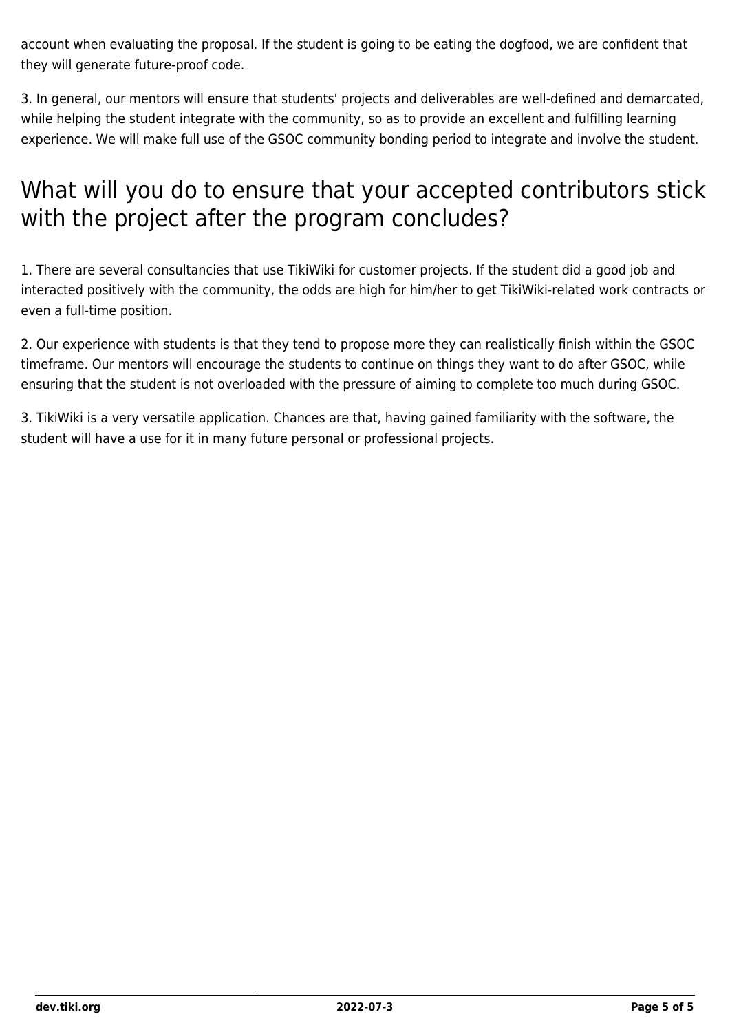account when evaluating the proposal. If the student is going to be eating the dogfood, we are confident that they will generate future-proof code.

3. In general, our mentors will ensure that students' projects and deliverables are well-defined and demarcated, while helping the student integrate with the community, so as to provide an excellent and fulfilling learning experience. We will make full use of the GSOC community bonding period to integrate and involve the student.

## What will you do to ensure that your accepted contributors stick with the project after the program concludes?

1. There are several consultancies that use TikiWiki for customer projects. If the student did a good job and interacted positively with the community, the odds are high for him/her to get TikiWiki-related work contracts or even a full-time position.

2. Our experience with students is that they tend to propose more they can realistically finish within the GSOC timeframe. Our mentors will encourage the students to continue on things they want to do after GSOC, while ensuring that the student is not overloaded with the pressure of aiming to complete too much during GSOC.

3. TikiWiki is a very versatile application. Chances are that, having gained familiarity with the software, the student will have a use for it in many future personal or professional projects.